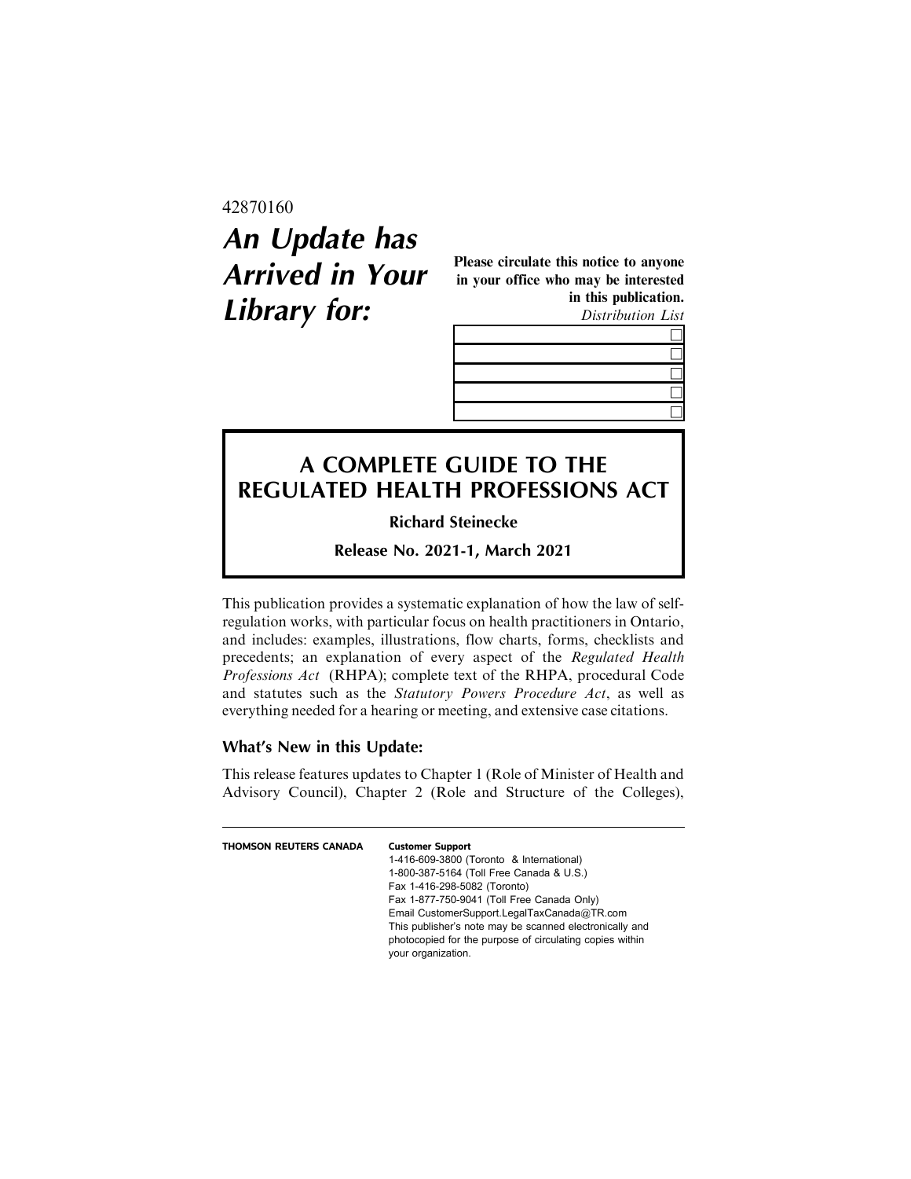42870160

# *An Update has Arrived in Your Library for:*

**Please circulate this notice to anyone in your office who may be interested in this publication.**

*Distribution List*

| | |
|---|---|
| | ☐ |
| | ☐ |
| | ☐ |
| | ☐ |
| | ☐ |

## A COMPLETE GUIDE TO THE REGULATED HEALTH PROFESSIONS ACT

**Richard Steinecke**

**Release No. 2021-1, March 2021**

This publication provides a systematic explanation of how the law of self-regulation works, with particular focus on health practitioners in Ontario, and includes: examples, illustrations, flow charts, forms, checklists and precedents; an explanation of every aspect of the *Regulated Health Professions Act* (RHPA); complete text of the RHPA, procedural Code and statutes such as the *Statutory Powers Procedure Act*, as well as everything needed for a hearing or meeting, and extensive case citations.

### What's New in this Update:

This release features updates to Chapter 1 (Role of Minister of Health and Advisory Council), Chapter 2 (Role and Structure of the Colleges),

---

**THOMSON REUTERS CANADA**

**Customer Support**
1-416-609-3800 (Toronto & International)
1-800-387-5164 (Toll Free Canada & U.S.)
Fax 1-416-298-5082 (Toronto)
Fax 1-877-750-9041 (Toll Free Canada Only)
Email CustomerSupport.LegalTaxCanada@TR.com
This publisher's note may be scanned electronically and photocopied for the purpose of circulating copies within your organization.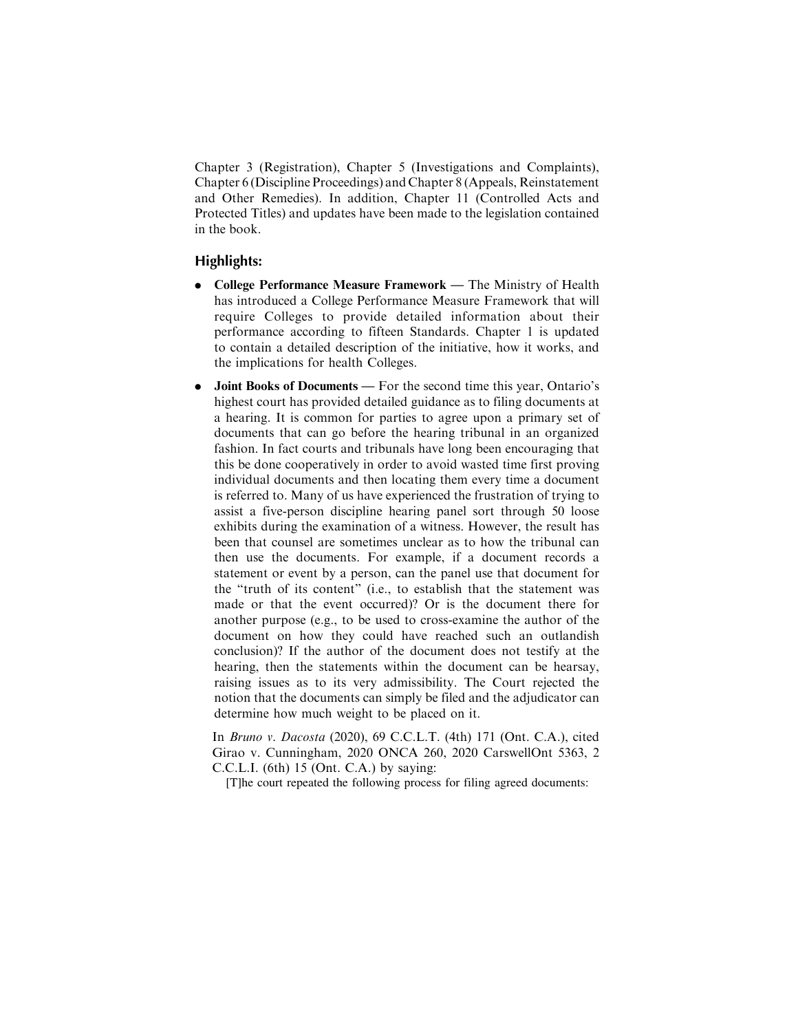Chapter 3 (Registration), Chapter 5 (Investigations and Complaints), Chapter 6 (Discipline Proceedings) and Chapter 8 (Appeals, Reinstatement and Other Remedies). In addition, Chapter 11 (Controlled Acts and Protected Titles) and updates have been made to the legislation contained in the book.

## Highlights:

- **College Performance Measure Framework** — The Ministry of Health has introduced a College Performance Measure Framework that will require Colleges to provide detailed information about their performance according to fifteen Standards. Chapter 1 is updated to contain a detailed description of the initiative, how it works, and the implications for health Colleges.
- **Joint Books of Documents** — For the second time this year, Ontario's highest court has provided detailed guidance as to filing documents at a hearing. It is common for parties to agree upon a primary set of documents that can go before the hearing tribunal in an organized fashion. In fact courts and tribunals have long been encouraging that this be done cooperatively in order to avoid wasted time first proving individual documents and then locating them every time a document is referred to. Many of us have experienced the frustration of trying to assist a five-person discipline hearing panel sort through 50 loose exhibits during the examination of a witness. However, the result has been that counsel are sometimes unclear as to how the tribunal can then use the documents. For example, if a document records a statement or event by a person, can the panel use that document for the "truth of its content" (i.e., to establish that the statement was made or that the event occurred)? Or is the document there for another purpose (e.g., to be used to cross-examine the author of the document on how they could have reached such an outlandish conclusion)? If the author of the document does not testify at the hearing, then the statements within the document can be hearsay, raising issues as to its very admissibility. The Court rejected the notion that the documents can simply be filed and the adjudicator can determine how much weight to be placed on it.

  In *Bruno v. Dacosta* (2020), 69 C.C.L.T. (4th) 171 (Ont. C.A.), cited Girao v. Cunningham, 2020 ONCA 260, 2020 CarswellOnt 5363, 2 C.C.L.I. (6th) 15 (Ont. C.A.) by saying:

  > [T]he court repeated the following process for filing agreed documents: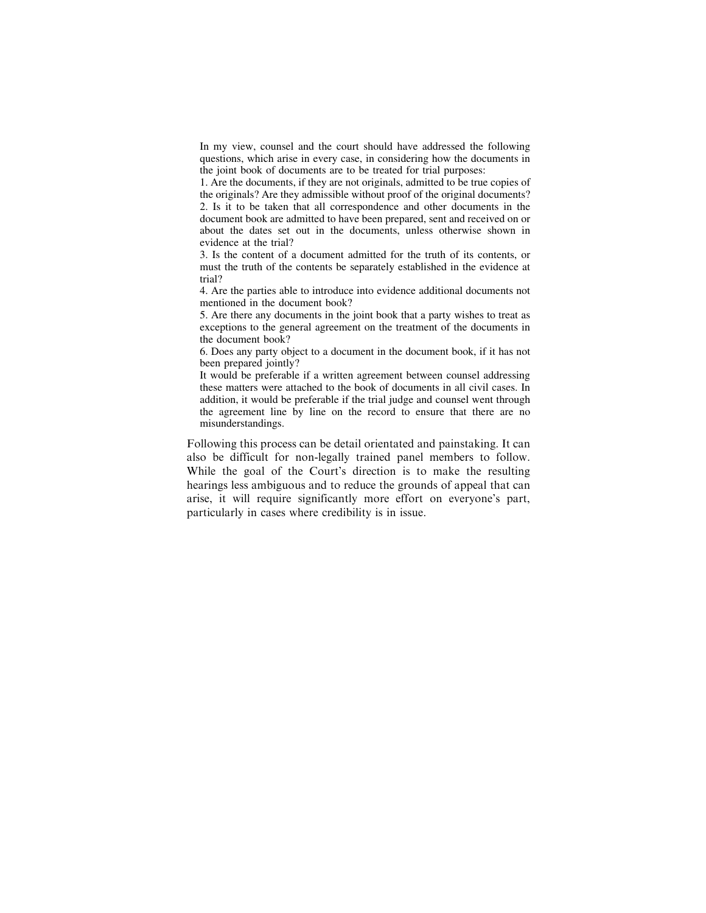> In my view, counsel and the court should have addressed the following questions, which arise in every case, in considering how the documents in the joint book of documents are to be treated for trial purposes:
>
> 1. Are the documents, if they are not originals, admitted to be true copies of the originals? Are they admissible without proof of the original documents?
> 2. Is it to be taken that all correspondence and other documents in the document book are admitted to have been prepared, sent and received on or about the dates set out in the documents, unless otherwise shown in evidence at the trial?
> 3. Is the content of a document admitted for the truth of its contents, or must the truth of the contents be separately established in the evidence at trial?
> 4. Are the parties able to introduce into evidence additional documents not mentioned in the document book?
> 5. Are there any documents in the joint book that a party wishes to treat as exceptions to the general agreement on the treatment of the documents in the document book?
> 6. Does any party object to a document in the document book, if it has not been prepared jointly?
>
> It would be preferable if a written agreement between counsel addressing these matters were attached to the book of documents in all civil cases. In addition, it would be preferable if the trial judge and counsel went through the agreement line by line on the record to ensure that there are no misunderstandings.

Following this process can be detail orientated and painstaking. It can also be difficult for non-legally trained panel members to follow. While the goal of the Court's direction is to make the resulting hearings less ambiguous and to reduce the grounds of appeal that can arise, it will require significantly more effort on everyone's part, particularly in cases where credibility is in issue.